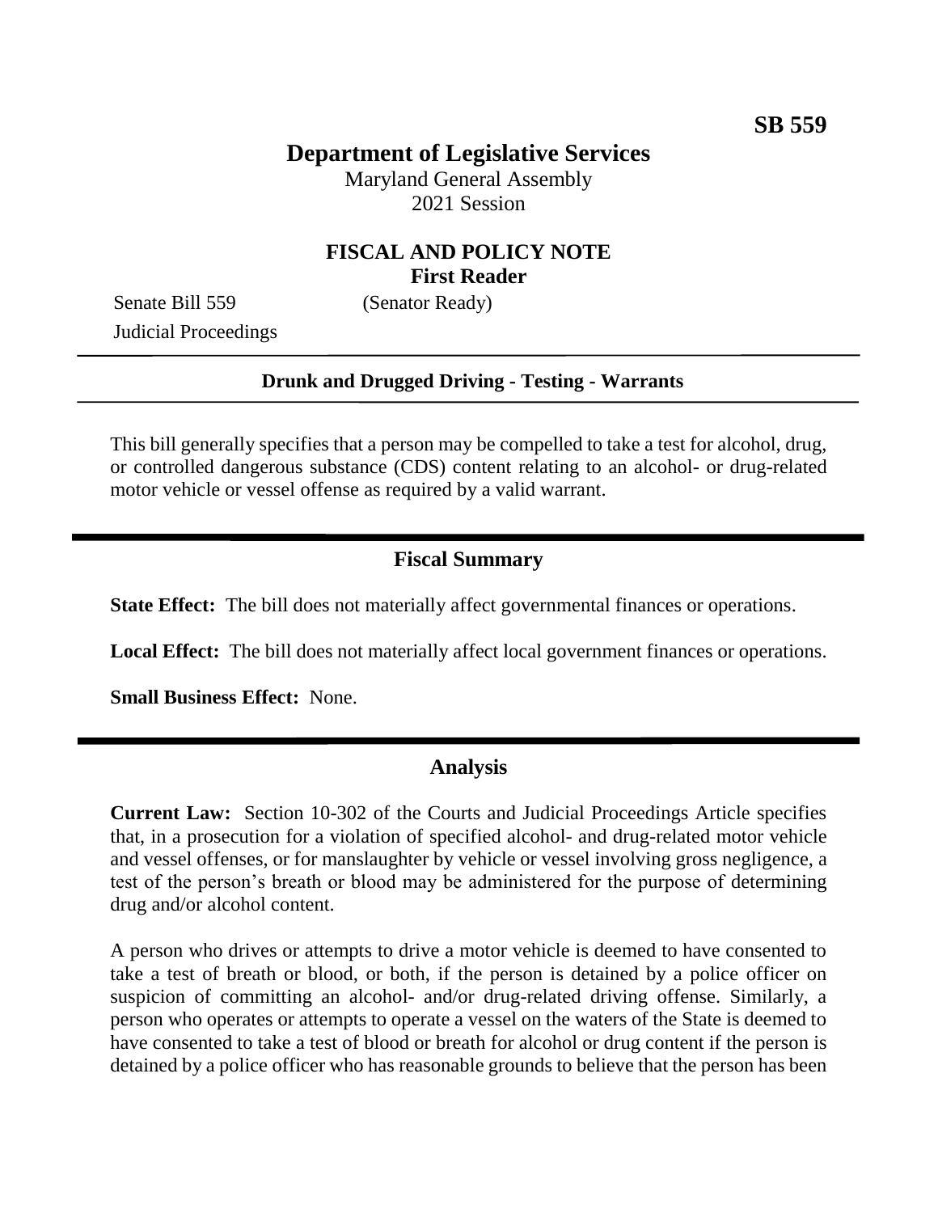**SB 559**

# Department of Legislative Services

Maryland General Assembly
2021 Session

## FISCAL AND POLICY NOTE
**First Reader**

Senate Bill 559 (Senator Ready)
Judicial Proceedings

---

**Drunk and Drugged Driving - Testing - Warrants**

---

This bill generally specifies that a person may be compelled to take a test for alcohol, drug, or controlled dangerous substance (CDS) content relating to an alcohol- or drug-related motor vehicle or vessel offense as required by a valid warrant.

---

## Fiscal Summary

**State Effect:** The bill does not materially affect governmental finances or operations.

**Local Effect:** The bill does not materially affect local government finances or operations.

**Small Business Effect:** None.

---

## Analysis

**Current Law:** Section 10-302 of the Courts and Judicial Proceedings Article specifies that, in a prosecution for a violation of specified alcohol- and drug-related motor vehicle and vessel offenses, or for manslaughter by vehicle or vessel involving gross negligence, a test of the person's breath or blood may be administered for the purpose of determining drug and/or alcohol content.

A person who drives or attempts to drive a motor vehicle is deemed to have consented to take a test of breath or blood, or both, if the person is detained by a police officer on suspicion of committing an alcohol- and/or drug-related driving offense. Similarly, a person who operates or attempts to operate a vessel on the waters of the State is deemed to have consented to take a test of blood or breath for alcohol or drug content if the person is detained by a police officer who has reasonable grounds to believe that the person has been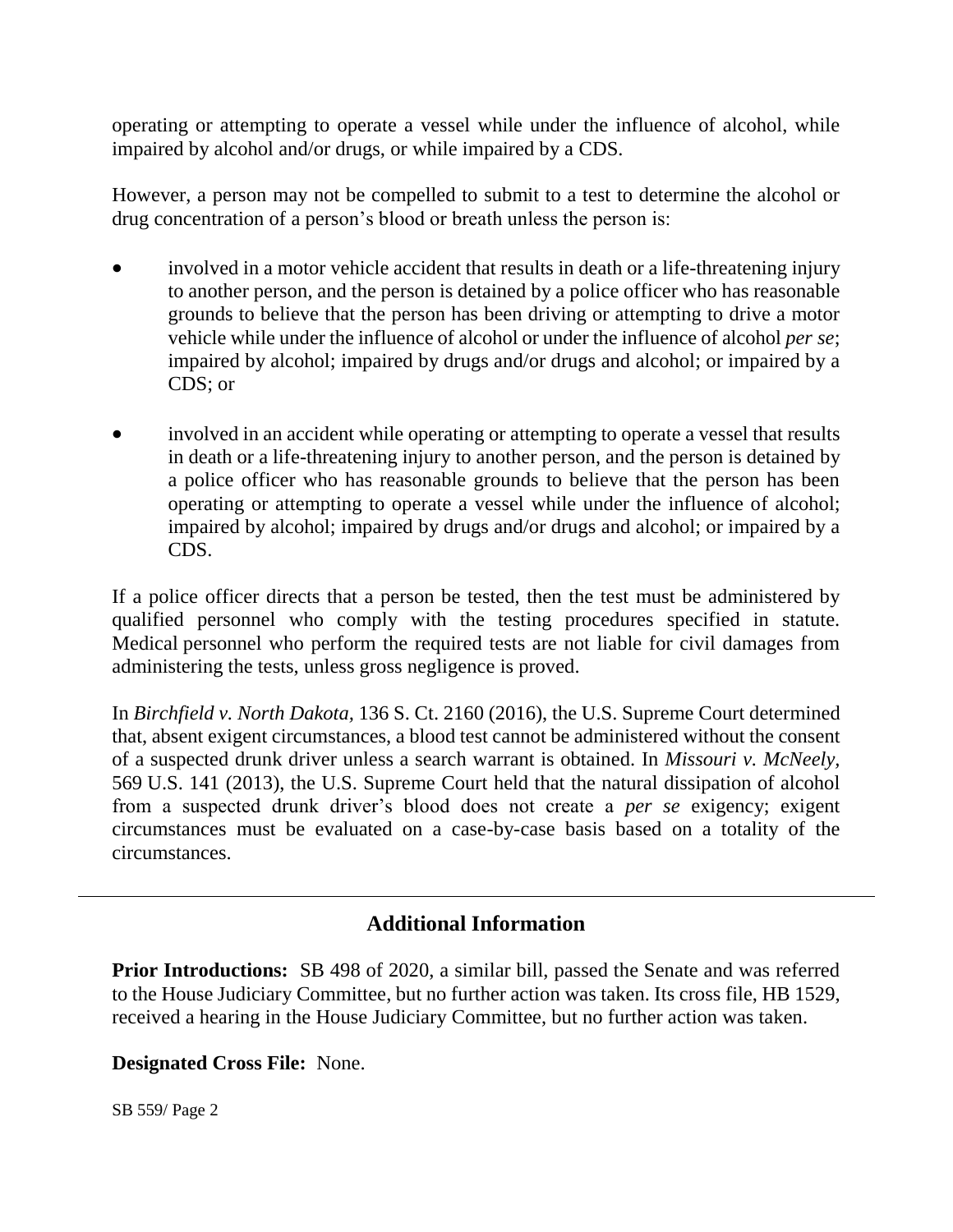operating or attempting to operate a vessel while under the influence of alcohol, while impaired by alcohol and/or drugs, or while impaired by a CDS.

However, a person may not be compelled to submit to a test to determine the alcohol or drug concentration of a person's blood or breath unless the person is:

- involved in a motor vehicle accident that results in death or a life-threatening injury to another person, and the person is detained by a police officer who has reasonable grounds to believe that the person has been driving or attempting to drive a motor vehicle while under the influence of alcohol or under the influence of alcohol *per se*; impaired by alcohol; impaired by drugs and/or drugs and alcohol; or impaired by a CDS; or
- involved in an accident while operating or attempting to operate a vessel that results in death or a life-threatening injury to another person, and the person is detained by a police officer who has reasonable grounds to believe that the person has been operating or attempting to operate a vessel while under the influence of alcohol; impaired by alcohol; impaired by drugs and/or drugs and alcohol; or impaired by a CDS.

If a police officer directs that a person be tested, then the test must be administered by qualified personnel who comply with the testing procedures specified in statute. Medical personnel who perform the required tests are not liable for civil damages from administering the tests, unless gross negligence is proved.

In *Birchfield v. North Dakota*, 136 S. Ct. 2160 (2016), the U.S. Supreme Court determined that, absent exigent circumstances, a blood test cannot be administered without the consent of a suspected drunk driver unless a search warrant is obtained. In *Missouri v. McNeely*, 569 U.S. 141 (2013), the U.S. Supreme Court held that the natural dissipation of alcohol from a suspected drunk driver's blood does not create a *per se* exigency; exigent circumstances must be evaluated on a case-by-case basis based on a totality of the circumstances.

---

## Additional Information

**Prior Introductions:** SB 498 of 2020, a similar bill, passed the Senate and was referred to the House Judiciary Committee, but no further action was taken. Its cross file, HB 1529, received a hearing in the House Judiciary Committee, but no further action was taken.

**Designated Cross File:** None.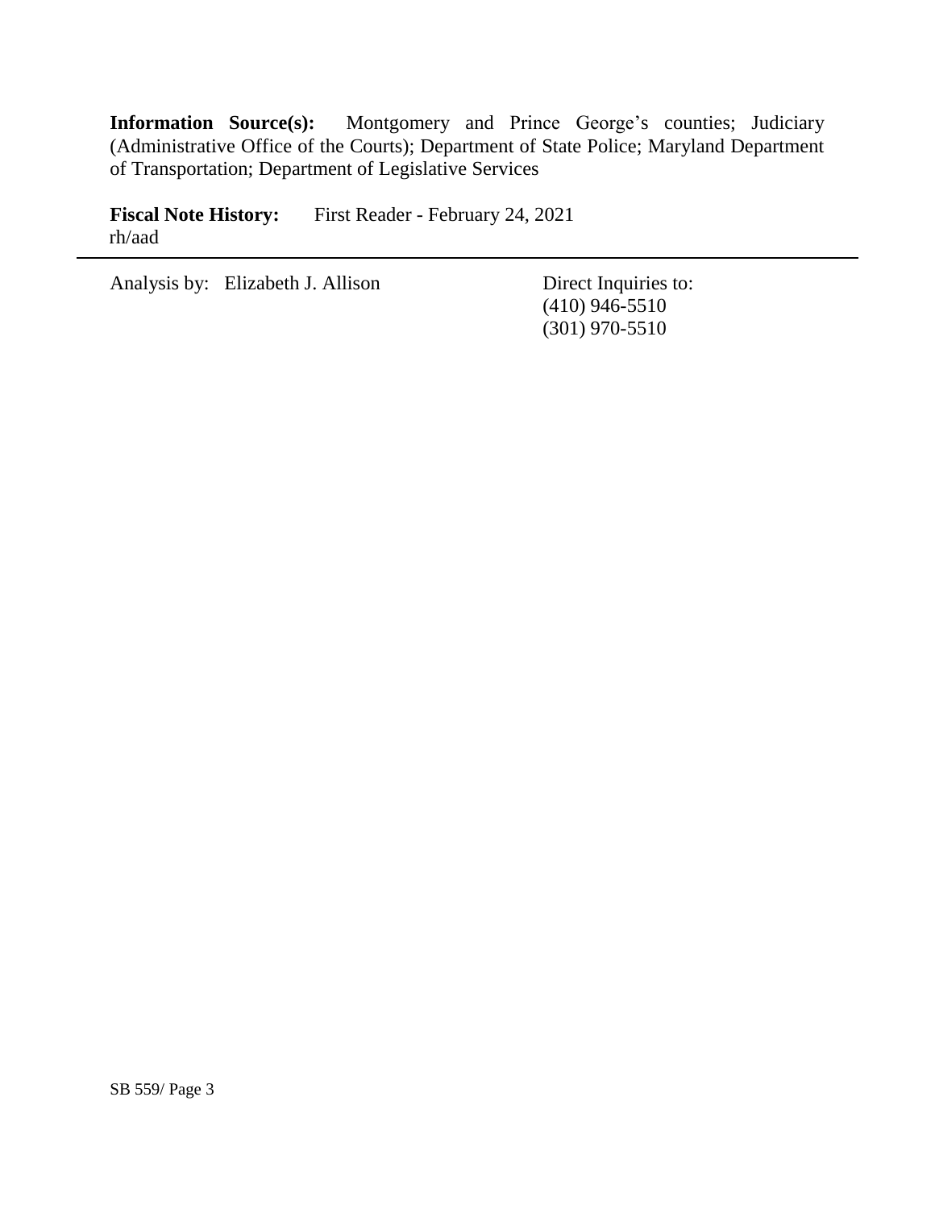**Information Source(s):** Montgomery and Prince George's counties; Judiciary (Administrative Office of the Courts); Department of State Police; Maryland Department of Transportation; Department of Legislative Services

**Fiscal Note History:** First Reader - February 24, 2021
rh/aad

---

Analysis by: Elizabeth J. Allison

Direct Inquiries to:
(410) 946-5510
(301) 970-5510